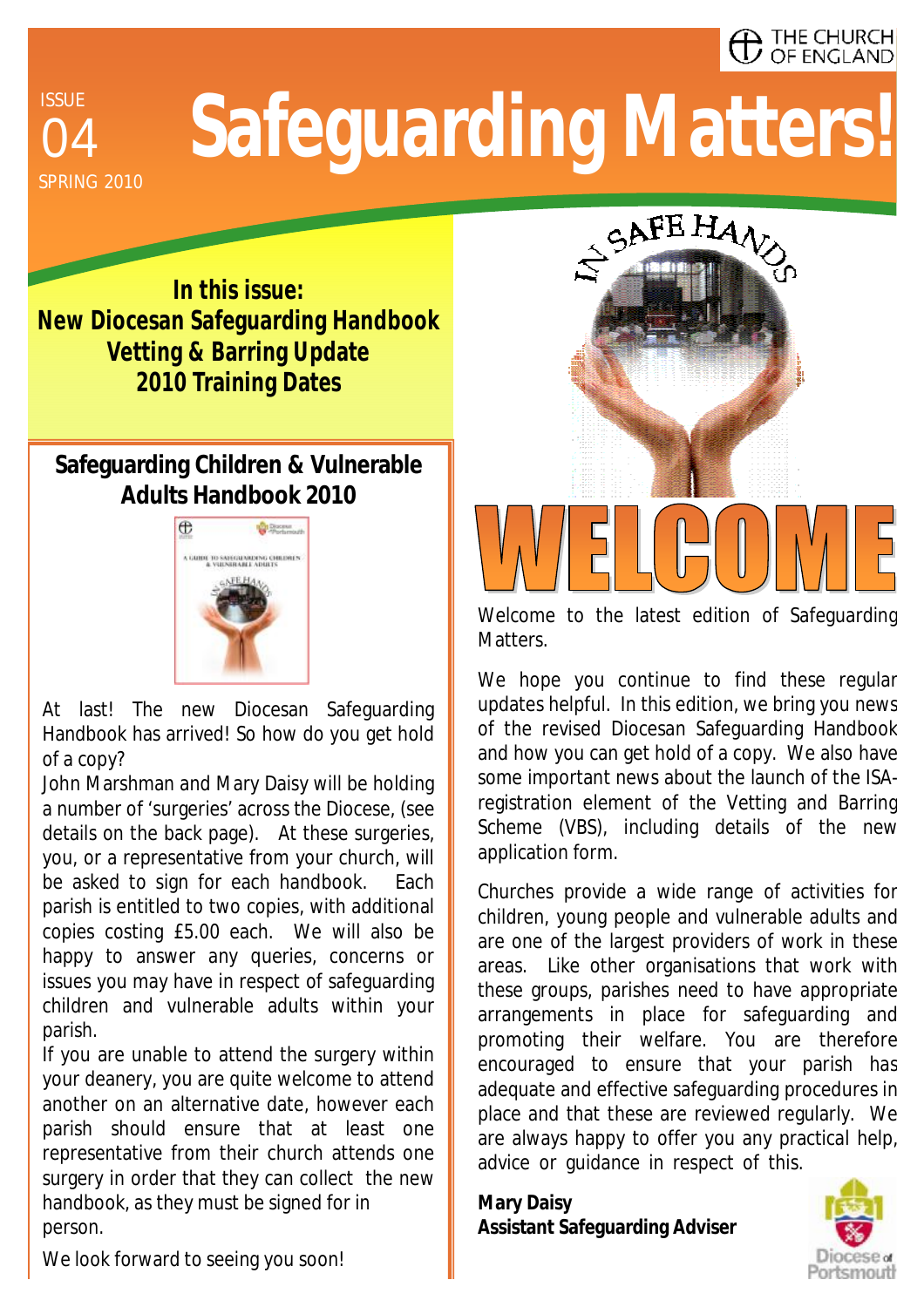THE CHURCH OF ENGLAND

ISSUE 04
SPRING 2010

# Safeguarding Matters!

**In this issue:**
**New Diocesan Safeguarding Handbook**
**Vetting & Barring Update**
**2010 Training Dates**

## Safeguarding Children & Vulnerable Adults Handbook 2010

At last! The new Diocesan Safeguarding Handbook has arrived! So how do you get hold of a copy?

John Marshman and Mary Daisy will be holding a number of 'surgeries' across the Diocese, (see details on the back page). At these surgeries, you, or a representative from your church, will be asked to sign for each handbook. Each parish is entitled to two copies, with additional copies costing £5.00 each. We will also be happy to answer any queries, concerns or issues you may have in respect of safeguarding children and vulnerable adults within your parish.

If you are unable to attend the surgery within your deanery, you are quite welcome to attend another on an alternative date, however each parish should ensure that at least one representative from their church attends one surgery in order that they can collect the new handbook, as they must be signed for in person.

We look forward to seeing you soon!

IN SAFE HANDS

## WELCOME

Welcome to the latest edition of Safeguarding Matters.

We hope you continue to find these regular updates helpful. In this edition, we bring you news of the revised Diocesan Safeguarding Handbook and how you can get hold of a copy. We also have some important news about the launch of the ISA-registration element of the Vetting and Barring Scheme (VBS), including details of the new application form.

Churches provide a wide range of activities for children, young people and vulnerable adults and are one of the largest providers of work in these areas. Like other organisations that work with these groups, parishes need to have appropriate arrangements in place for safeguarding and promoting their welfare. You are therefore encouraged to ensure that your parish has adequate and effective safeguarding procedures in place and that these are reviewed regularly. We are always happy to offer you any practical help, advice or guidance in respect of this.

**Mary Daisy**
**Assistant Safeguarding Adviser**

Diocese of Portsmouth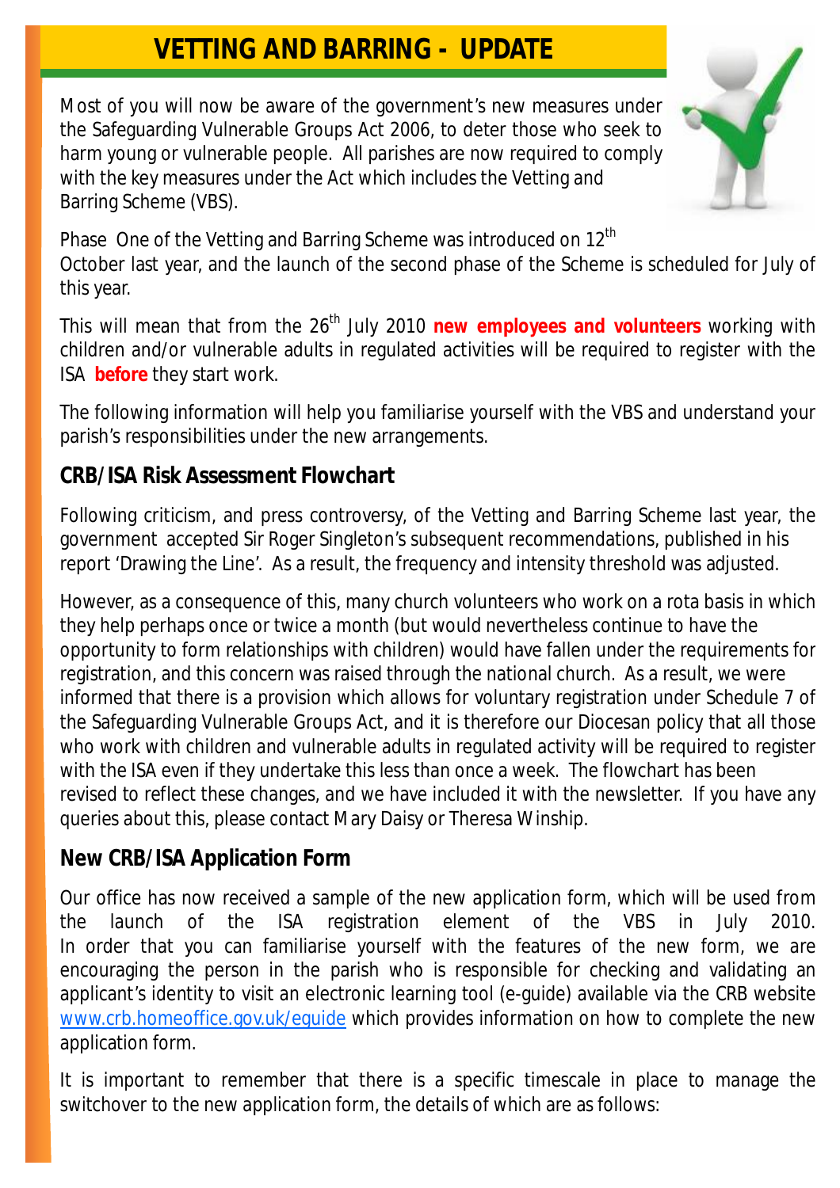# VETTING AND BARRING - UPDATE

Most of you will now be aware of the government's new measures under the Safeguarding Vulnerable Groups Act 2006, to deter those who seek to harm young or vulnerable people. All parishes are now required to comply with the key measures under the Act which includes the Vetting and Barring Scheme (VBS).

Phase One of the Vetting and Barring Scheme was introduced on 12th October last year, and the launch of the second phase of the Scheme is scheduled for July of this year.

This will mean that from the 26th July 2010 **new employees and volunteers** working with children and/or vulnerable adults in regulated activities will be required to register with the ISA **before** they start work.

The following information will help you familiarise yourself with the VBS and understand your parish's responsibilities under the new arrangements.

## CRB/ISA Risk Assessment Flowchart

Following criticism, and press controversy, of the Vetting and Barring Scheme last year, the government accepted Sir Roger Singleton's subsequent recommendations, published in his report 'Drawing the Line'. As a result, the frequency and intensity threshold was adjusted.

However, as a consequence of this, many church volunteers who work on a rota basis in which they help perhaps once or twice a month (but would nevertheless continue to have the opportunity to form relationships with children) would have fallen under the requirements for registration, and this concern was raised through the national church. As a result, we were informed that there is a provision which allows for voluntary registration under Schedule 7 of the Safeguarding Vulnerable Groups Act, and it is therefore our Diocesan policy that all those who work with children and vulnerable adults in regulated activity will be required to register with the ISA even if they undertake this less than once a week. The flowchart has been revised to reflect these changes, and we have included it with the newsletter. If you have any queries about this, please contact Mary Daisy or Theresa Winship.

## New CRB/ISA Application Form

Our office has now received a sample of the new application form, which will be used from the launch of the ISA registration element of the VBS in July 2010. In order that you can familiarise yourself with the features of the new form, we are encouraging the person in the parish who is responsible for checking and validating an applicant's identity to visit an electronic learning tool (e-guide) available via the CRB website www.crb.homeoffice.gov.uk/eguide which provides information on how to complete the new application form.

It is important to remember that there is a specific timescale in place to manage the switchover to the new application form, the details of which are as follows: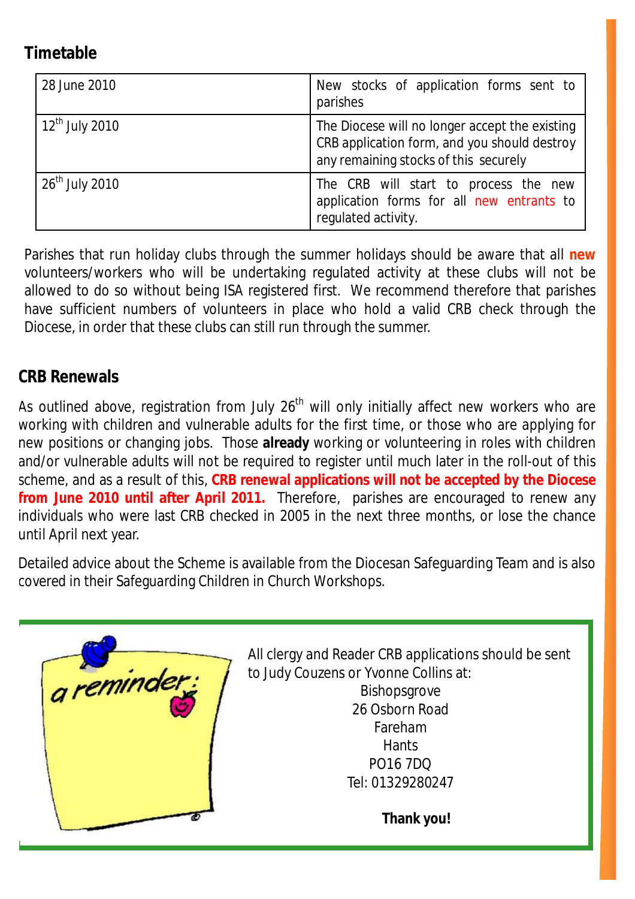## Timetable

| | |
|---|---|
| 28 June 2010 | New stocks of application forms sent to parishes |
| 12th July 2010 | The Diocese will no longer accept the existing CRB application form, and you should destroy any remaining stocks of this securely |
| 26th July 2010 | The CRB will start to process the new application forms for all new entrants to regulated activity. |

Parishes that run holiday clubs through the summer holidays should be aware that all **new** volunteers/workers who will be undertaking regulated activity at these clubs will not be allowed to do so without being ISA registered first. We recommend therefore that parishes have sufficient numbers of volunteers in place who hold a valid CRB check through the Diocese, in order that these clubs can still run through the summer.

## CRB Renewals

As outlined above, registration from July 26th will only initially affect new workers who are working with children and vulnerable adults for the first time, or those who are applying for new positions or changing jobs. Those **already** working or volunteering in roles with children and/or vulnerable adults will not be required to register until much later in the roll-out of this scheme, and as a result of this, **CRB renewal applications will not be accepted by the Diocese from June 2010 until after April 2011.** Therefore, parishes are encouraged to renew any individuals who were last CRB checked in 2005 in the next three months, or lose the chance until April next year.

Detailed advice about the Scheme is available from the Diocesan Safeguarding Team and is also covered in their Safeguarding Children in Church Workshops.

a reminder:

All clergy and Reader CRB applications should be sent to Judy Couzens or Yvonne Collins at:

Bishopsgrove
26 Osborn Road
Fareham
Hants
PO16 7DQ
Tel: 01329280247

**Thank you!**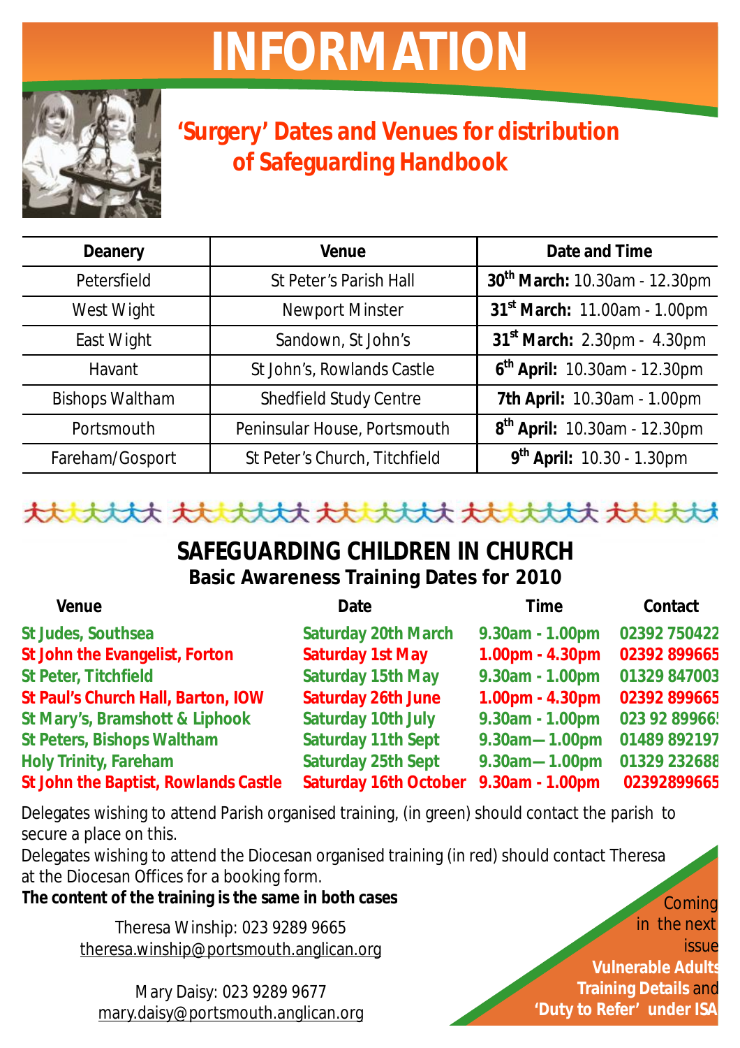# INFORMATION

## 'Surgery' Dates and Venues for distribution of Safeguarding Handbook

| Deanery | Venue | Date and Time |
|---|---|---|
| Petersfield | St Peter's Parish Hall | **30th March:** 10.30am - 12.30pm |
| West Wight | Newport Minster | **31st March:** 11.00am - 1.00pm |
| East Wight | Sandown, St John's | **31st March:** 2.30pm - 4.30pm |
| Havant | St John's, Rowlands Castle | **6th April:** 10.30am - 12.30pm |
| Bishops Waltham | Shedfield Study Centre | **7th April:** 10.30am - 1.00pm |
| Portsmouth | Peninsular House, Portsmouth | **8th April:** 10.30am - 12.30pm |
| Fareham/Gosport | St Peter's Church, Titchfield | **9th April:** 10.30 - 1.30pm |

## SAFEGUARDING CHILDREN IN CHURCH

### Basic Awareness Training Dates for 2010

| Venue | Date | Time | Contact |
|---|---|---|---|
| St Judes, Southsea | Saturday 20th March | 9.30am - 1.00pm | 02392 750422 |
| St John the Evangelist, Forton | Saturday 1st May | 1.00pm - 4.30pm | 02392 899665 |
| St Peter, Titchfield | Saturday 15th May | 9.30am - 1.00pm | 01329 847003 |
| St Paul's Church Hall, Barton, IOW | Saturday 26th June | 1.00pm - 4.30pm | 02392 899665 |
| St Mary's, Bramshott & Liphook | Saturday 10th July | 9.30am - 1.00pm | 023 92 89966 |
| St Peters, Bishops Waltham | Saturday 11th Sept | 9.30am—1.00pm | 01489 892197 |
| Holy Trinity, Fareham | Saturday 25th Sept | 9.30am—1.00pm | 01329 232688 |
| St John the Baptist, Rowlands Castle | Saturday 16th October | 9.30am - 1.00pm | 02392899665 |

Delegates wishing to attend Parish organised training, (in green) should contact the parish to secure a place on this.

Delegates wishing to attend the Diocesan organised training (in red) should contact Theresa at the Diocesan Offices for a booking form.

**The content of the training is the same in both cases**

Theresa Winship: 023 9289 9665
theresa.winship@portsmouth.anglican.org

Mary Daisy: 023 9289 9677
mary.daisy@portsmouth.anglican.org

Coming in the next issue
**Vulnerable Adults Training Details** and **'Duty to Refer' under ISA**